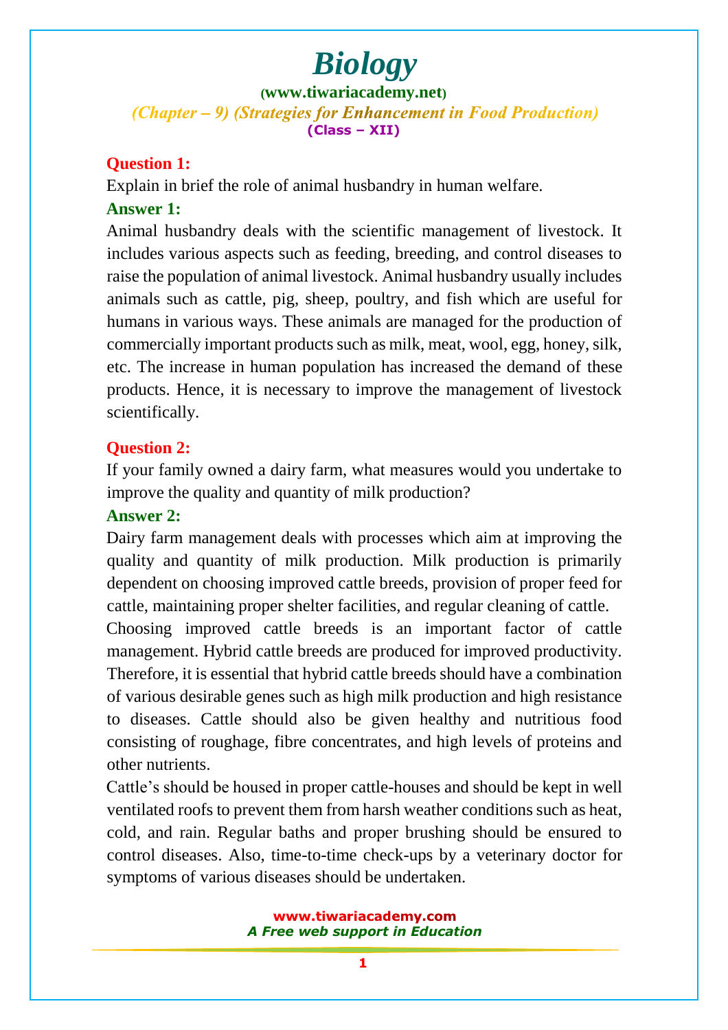# Biology

**(www.tiwariacademy.net)**

*(Chapter – 9) (Strategies for Enhancement in Food Production)*

**(Class – XII)**

**Question 1:**

Explain in brief the role of animal husbandry in human welfare.

**Answer 1:**

Animal husbandry deals with the scientific management of livestock. It includes various aspects such as feeding, breeding, and control diseases to raise the population of animal livestock. Animal husbandry usually includes animals such as cattle, pig, sheep, poultry, and fish which are useful for humans in various ways. These animals are managed for the production of commercially important products such as milk, meat, wool, egg, honey, silk, etc. The increase in human population has increased the demand of these products. Hence, it is necessary to improve the management of livestock scientifically.

**Question 2:**

If your family owned a dairy farm, what measures would you undertake to improve the quality and quantity of milk production?

**Answer 2:**

Dairy farm management deals with processes which aim at improving the quality and quantity of milk production. Milk production is primarily dependent on choosing improved cattle breeds, provision of proper feed for cattle, maintaining proper shelter facilities, and regular cleaning of cattle.

Choosing improved cattle breeds is an important factor of cattle management. Hybrid cattle breeds are produced for improved productivity. Therefore, it is essential that hybrid cattle breeds should have a combination of various desirable genes such as high milk production and high resistance to diseases. Cattle should also be given healthy and nutritious food consisting of roughage, fibre concentrates, and high levels of proteins and other nutrients.

Cattle's should be housed in proper cattle-houses and should be kept in well ventilated roofs to prevent them from harsh weather conditions such as heat, cold, and rain. Regular baths and proper brushing should be ensured to control diseases. Also, time-to-time check-ups by a veterinary doctor for symptoms of various diseases should be undertaken.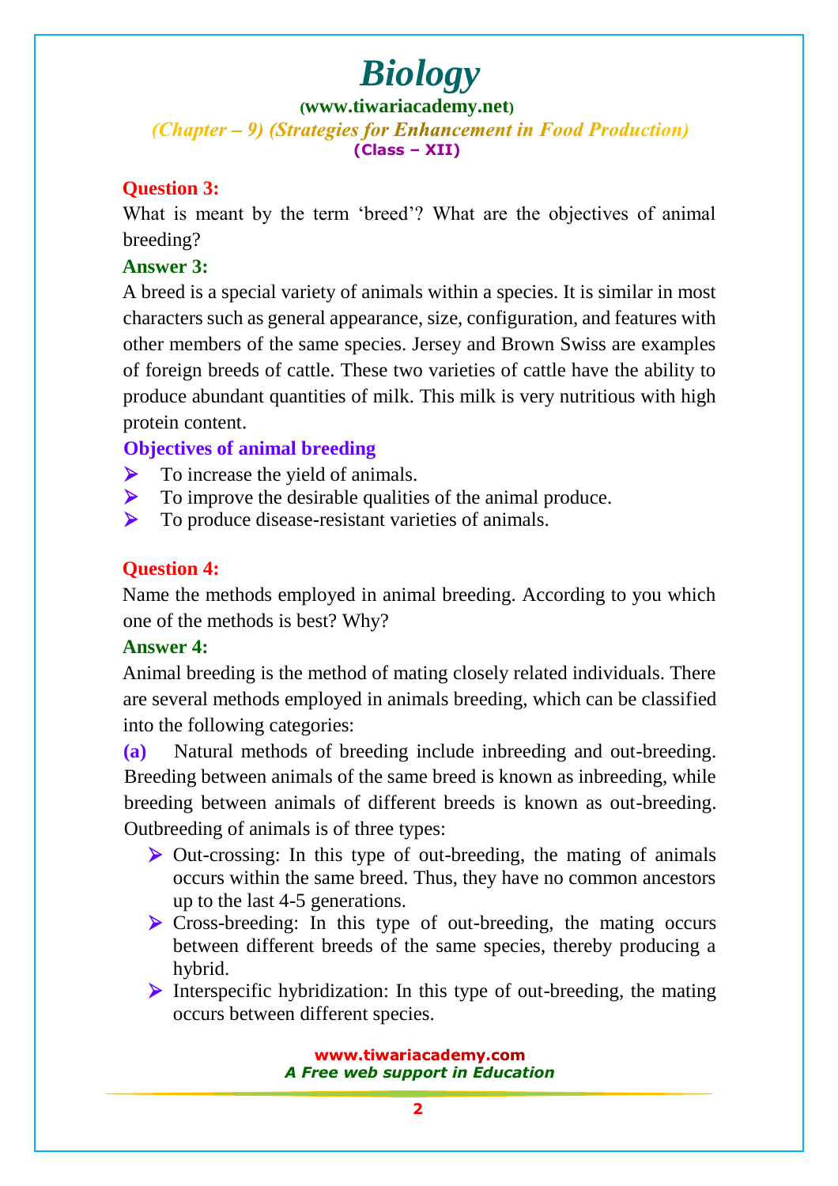**Question 3:**

What is meant by the term 'breed'? What are the objectives of animal breeding?

**Answer 3:**

A breed is a special variety of animals within a species. It is similar in most characters such as general appearance, size, configuration, and features with other members of the same species. Jersey and Brown Swiss are examples of foreign breeds of cattle. These two varieties of cattle have the ability to produce abundant quantities of milk. This milk is very nutritious with high protein content.

**Objectives of animal breeding**

- To increase the yield of animals.
- To improve the desirable qualities of the animal produce.
- To produce disease-resistant varieties of animals.

**Question 4:**

Name the methods employed in animal breeding. According to you which one of the methods is best? Why?

**Answer 4:**

Animal breeding is the method of mating closely related individuals. There are several methods employed in animals breeding, which can be classified into the following categories:

**(a)** Natural methods of breeding include inbreeding and out-breeding. Breeding between animals of the same breed is known as inbreeding, while breeding between animals of different breeds is known as out-breeding. Outbreeding of animals is of three types:

- Out-crossing: In this type of out-breeding, the mating of animals occurs within the same breed. Thus, they have no common ancestors up to the last 4-5 generations.
- Cross-breeding: In this type of out-breeding, the mating occurs between different breeds of the same species, thereby producing a hybrid.
- Interspecific hybridization: In this type of out-breeding, the mating occurs between different species.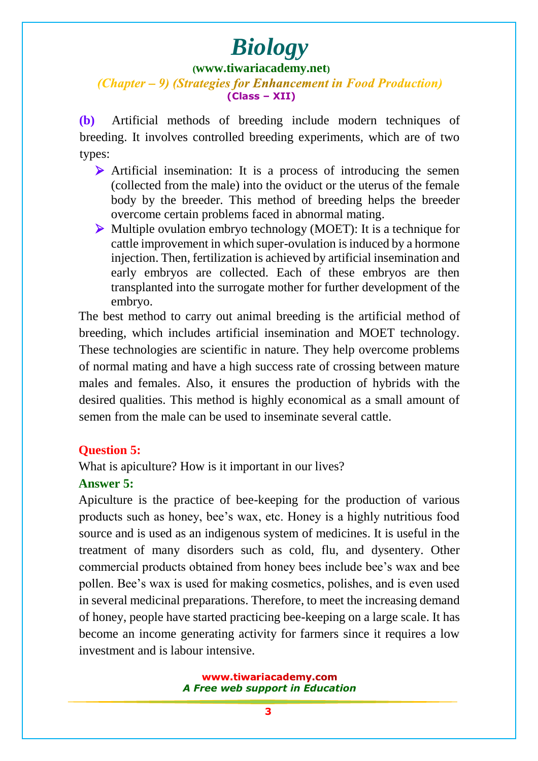**(b)** Artificial methods of breeding include modern techniques of breeding. It involves controlled breeding experiments, which are of two types:

- Artificial insemination: It is a process of introducing the semen (collected from the male) into the oviduct or the uterus of the female body by the breeder. This method of breeding helps the breeder overcome certain problems faced in abnormal mating.
- Multiple ovulation embryo technology (MOET): It is a technique for cattle improvement in which super-ovulation is induced by a hormone injection. Then, fertilization is achieved by artificial insemination and early embryos are collected. Each of these embryos are then transplanted into the surrogate mother for further development of the embryo.

The best method to carry out animal breeding is the artificial method of breeding, which includes artificial insemination and MOET technology. These technologies are scientific in nature. They help overcome problems of normal mating and have a high success rate of crossing between mature males and females. Also, it ensures the production of hybrids with the desired qualities. This method is highly economical as a small amount of semen from the male can be used to inseminate several cattle.

**Question 5:**

What is apiculture? How is it important in our lives?

**Answer 5:**

Apiculture is the practice of bee-keeping for the production of various products such as honey, bee's wax, etc. Honey is a highly nutritious food source and is used as an indigenous system of medicines. It is useful in the treatment of many disorders such as cold, flu, and dysentery. Other commercial products obtained from honey bees include bee's wax and bee pollen. Bee's wax is used for making cosmetics, polishes, and is even used in several medicinal preparations. Therefore, to meet the increasing demand of honey, people have started practicing bee-keeping on a large scale. It has become an income generating activity for farmers since it requires a low investment and is labour intensive.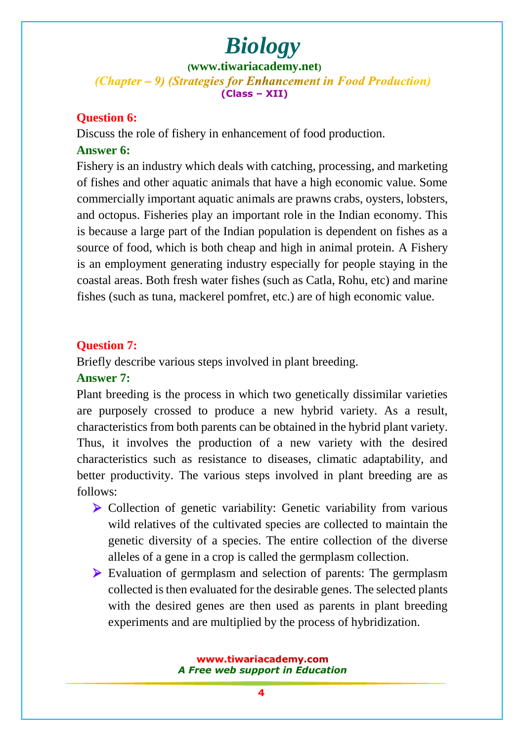**Question 6:**

Discuss the role of fishery in enhancement of food production.

**Answer 6:**

Fishery is an industry which deals with catching, processing, and marketing of fishes and other aquatic animals that have a high economic value. Some commercially important aquatic animals are prawns crabs, oysters, lobsters, and octopus. Fisheries play an important role in the Indian economy. This is because a large part of the Indian population is dependent on fishes as a source of food, which is both cheap and high in animal protein. A Fishery is an employment generating industry especially for people staying in the coastal areas. Both fresh water fishes (such as Catla, Rohu, etc) and marine fishes (such as tuna, mackerel pomfret, etc.) are of high economic value.

**Question 7:**

Briefly describe various steps involved in plant breeding.

**Answer 7:**

Plant breeding is the process in which two genetically dissimilar varieties are purposely crossed to produce a new hybrid variety. As a result, characteristics from both parents can be obtained in the hybrid plant variety. Thus, it involves the production of a new variety with the desired characteristics such as resistance to diseases, climatic adaptability, and better productivity. The various steps involved in plant breeding are as follows:

- Collection of genetic variability: Genetic variability from various wild relatives of the cultivated species are collected to maintain the genetic diversity of a species. The entire collection of the diverse alleles of a gene in a crop is called the germplasm collection.
- Evaluation of germplasm and selection of parents: The germplasm collected is then evaluated for the desirable genes. The selected plants with the desired genes are then used as parents in plant breeding experiments and are multiplied by the process of hybridization.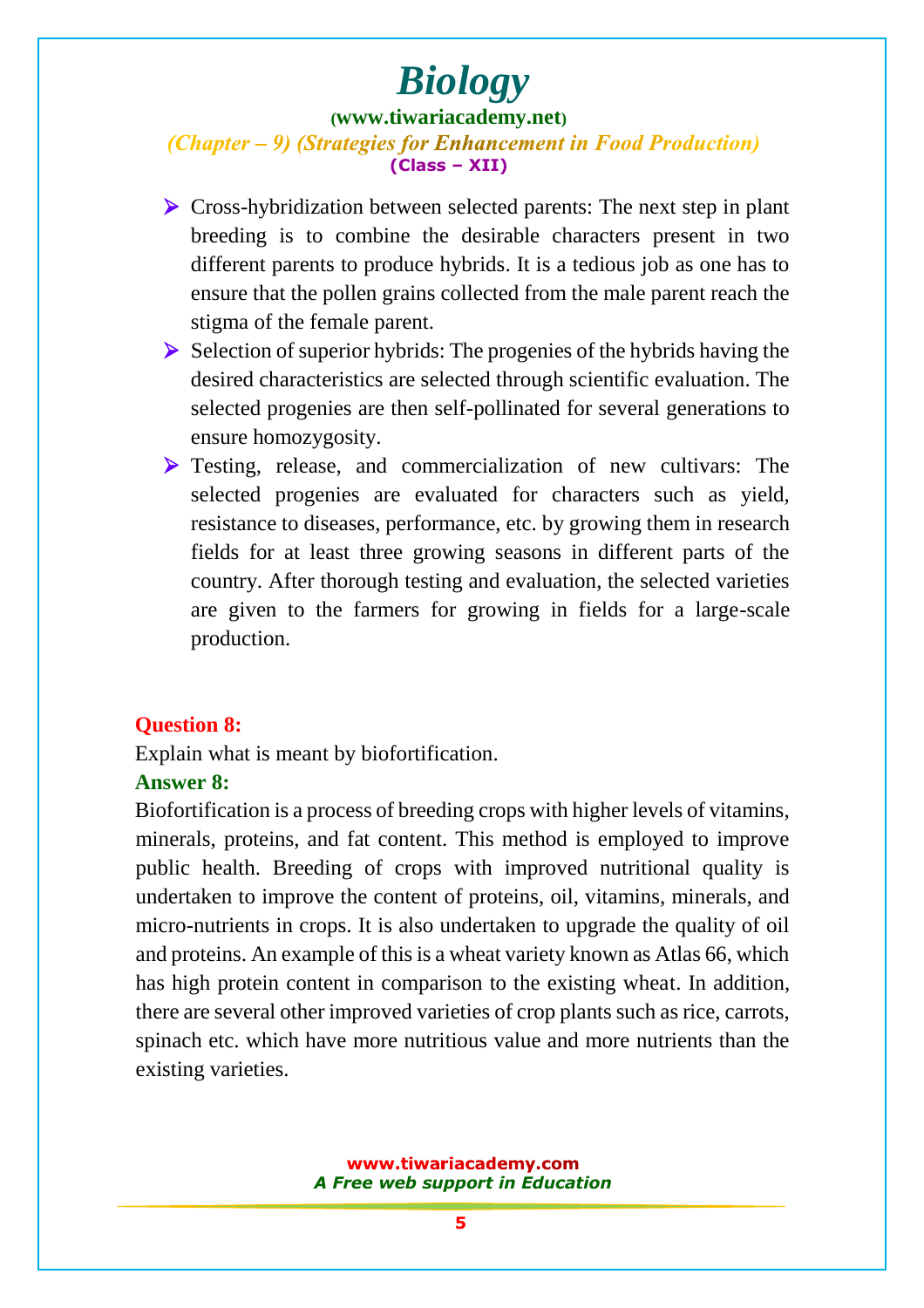- Cross-hybridization between selected parents: The next step in plant breeding is to combine the desirable characters present in two different parents to produce hybrids. It is a tedious job as one has to ensure that the pollen grains collected from the male parent reach the stigma of the female parent.
- Selection of superior hybrids: The progenies of the hybrids having the desired characteristics are selected through scientific evaluation. The selected progenies are then self-pollinated for several generations to ensure homozygosity.
- Testing, release, and commercialization of new cultivars: The selected progenies are evaluated for characters such as yield, resistance to diseases, performance, etc. by growing them in research fields for at least three growing seasons in different parts of the country. After thorough testing and evaluation, the selected varieties are given to the farmers for growing in fields for a large-scale production.

**Question 8:**

Explain what is meant by biofortification.

**Answer 8:**

Biofortification is a process of breeding crops with higher levels of vitamins, minerals, proteins, and fat content. This method is employed to improve public health. Breeding of crops with improved nutritional quality is undertaken to improve the content of proteins, oil, vitamins, minerals, and micro-nutrients in crops. It is also undertaken to upgrade the quality of oil and proteins. An example of this is a wheat variety known as Atlas 66, which has high protein content in comparison to the existing wheat. In addition, there are several other improved varieties of crop plants such as rice, carrots, spinach etc. which have more nutritious value and more nutrients than the existing varieties.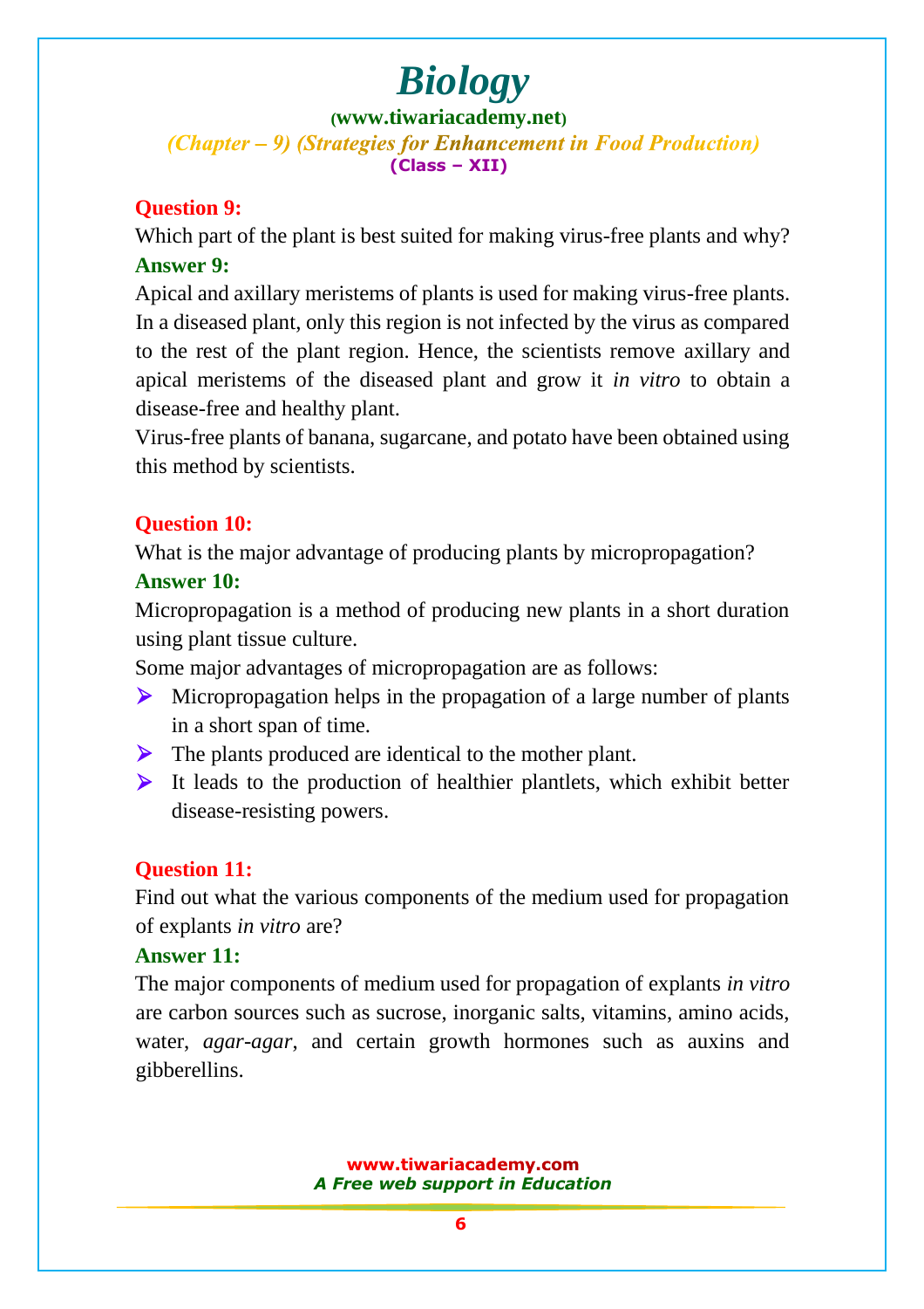**Question 9:**

Which part of the plant is best suited for making virus-free plants and why?

**Answer 9:**

Apical and axillary meristems of plants is used for making virus-free plants. In a diseased plant, only this region is not infected by the virus as compared to the rest of the plant region. Hence, the scientists remove axillary and apical meristems of the diseased plant and grow it *in vitro* to obtain a disease-free and healthy plant.

Virus-free plants of banana, sugarcane, and potato have been obtained using this method by scientists.

**Question 10:**

What is the major advantage of producing plants by micropropagation?

**Answer 10:**

Micropropagation is a method of producing new plants in a short duration using plant tissue culture.

Some major advantages of micropropagation are as follows:

- Micropropagation helps in the propagation of a large number of plants in a short span of time.
- The plants produced are identical to the mother plant.
- It leads to the production of healthier plantlets, which exhibit better disease-resisting powers.

**Question 11:**

Find out what the various components of the medium used for propagation of explants *in vitro* are?

**Answer 11:**

The major components of medium used for propagation of explants *in vitro* are carbon sources such as sucrose, inorganic salts, vitamins, amino acids, water, *agar-agar*, and certain growth hormones such as auxins and gibberellins.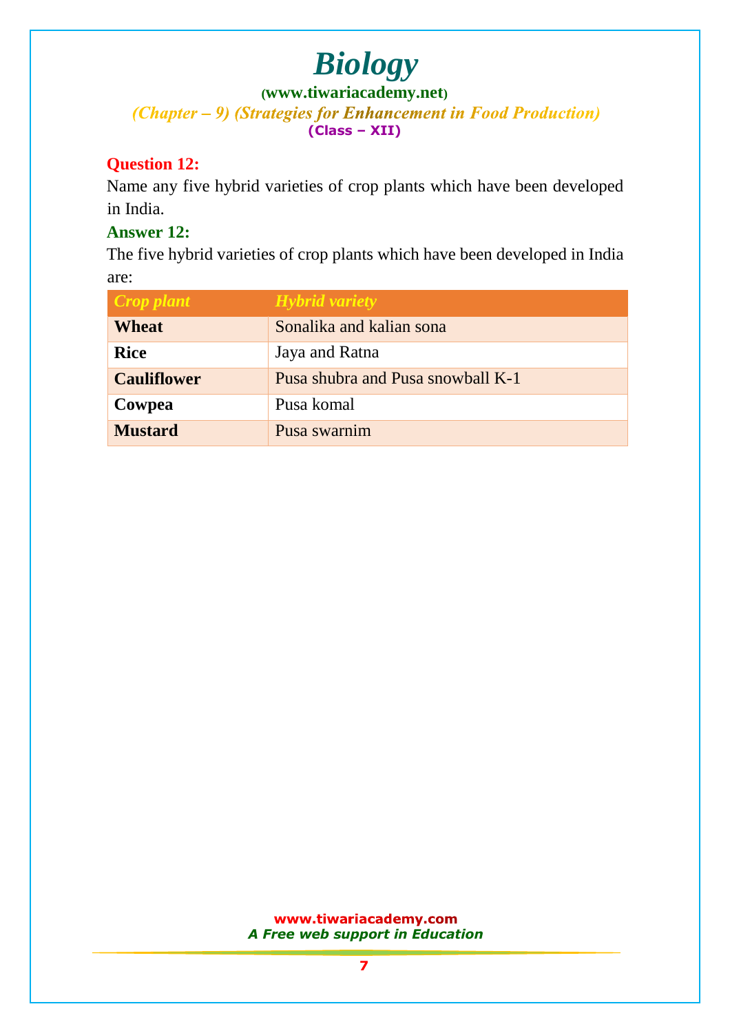**Question 12:**

Name any five hybrid varieties of crop plants which have been developed in India.

**Answer 12:**

The five hybrid varieties of crop plants which have been developed in India are:

| *Crop plant* | *Hybrid variety* |
|---|---|
| **Wheat** | Sonalika and kalian sona |
| **Rice** | Jaya and Ratna |
| **Cauliflower** | Pusa shubra and Pusa snowball K-1 |
| **Cowpea** | Pusa komal |
| **Mustard** | Pusa swarnim |